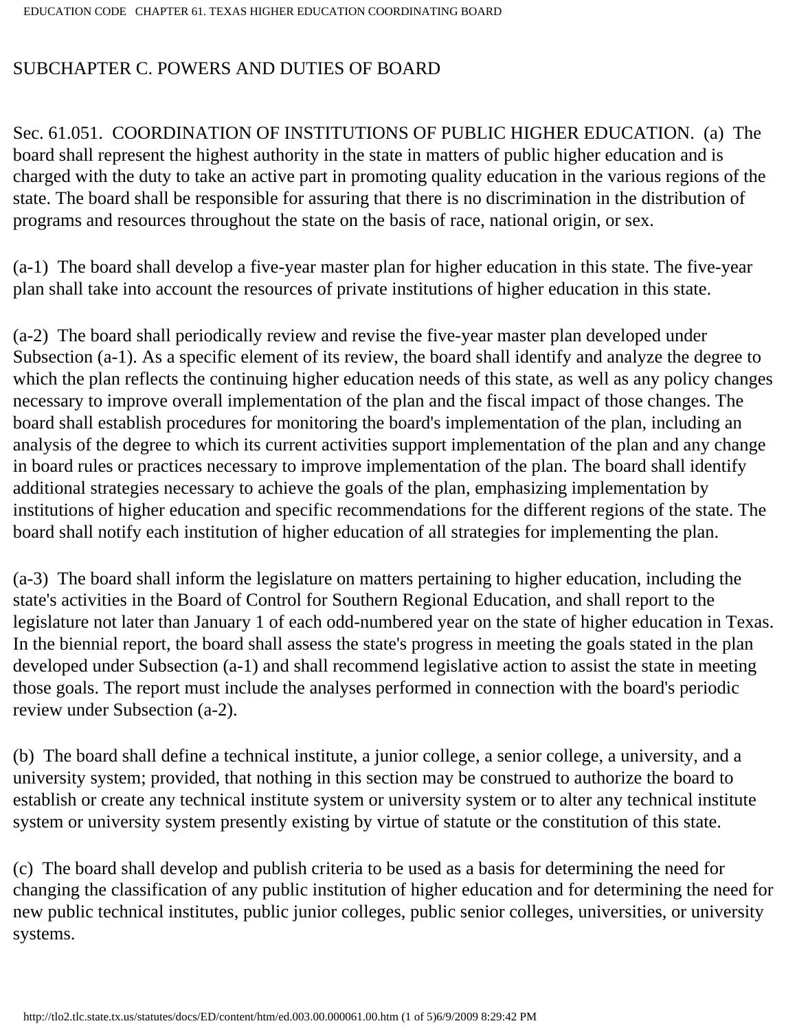## SUBCHAPTER C. POWERS AND DUTIES OF BOARD

Sec. 61.051. COORDINATION OF INSTITUTIONS OF PUBLIC HIGHER EDUCATION. (a) The board shall represent the highest authority in the state in matters of public higher education and is charged with the duty to take an active part in promoting quality education in the various regions of the state. The board shall be responsible for assuring that there is no discrimination in the distribution of programs and resources throughout the state on the basis of race, national origin, or sex.

(a-1) The board shall develop a five-year master plan for higher education in this state. The five-year plan shall take into account the resources of private institutions of higher education in this state.

(a-2) The board shall periodically review and revise the five-year master plan developed under Subsection (a-1). As a specific element of its review, the board shall identify and analyze the degree to which the plan reflects the continuing higher education needs of this state, as well as any policy changes necessary to improve overall implementation of the plan and the fiscal impact of those changes. The board shall establish procedures for monitoring the board's implementation of the plan, including an analysis of the degree to which its current activities support implementation of the plan and any change in board rules or practices necessary to improve implementation of the plan. The board shall identify additional strategies necessary to achieve the goals of the plan, emphasizing implementation by institutions of higher education and specific recommendations for the different regions of the state. The board shall notify each institution of higher education of all strategies for implementing the plan.

(a-3) The board shall inform the legislature on matters pertaining to higher education, including the state's activities in the Board of Control for Southern Regional Education, and shall report to the legislature not later than January 1 of each odd-numbered year on the state of higher education in Texas. In the biennial report, the board shall assess the state's progress in meeting the goals stated in the plan developed under Subsection (a-1) and shall recommend legislative action to assist the state in meeting those goals. The report must include the analyses performed in connection with the board's periodic review under Subsection (a-2).

(b) The board shall define a technical institute, a junior college, a senior college, a university, and a university system; provided, that nothing in this section may be construed to authorize the board to establish or create any technical institute system or university system or to alter any technical institute system or university system presently existing by virtue of statute or the constitution of this state.

(c) The board shall develop and publish criteria to be used as a basis for determining the need for changing the classification of any public institution of higher education and for determining the need for new public technical institutes, public junior colleges, public senior colleges, universities, or university systems.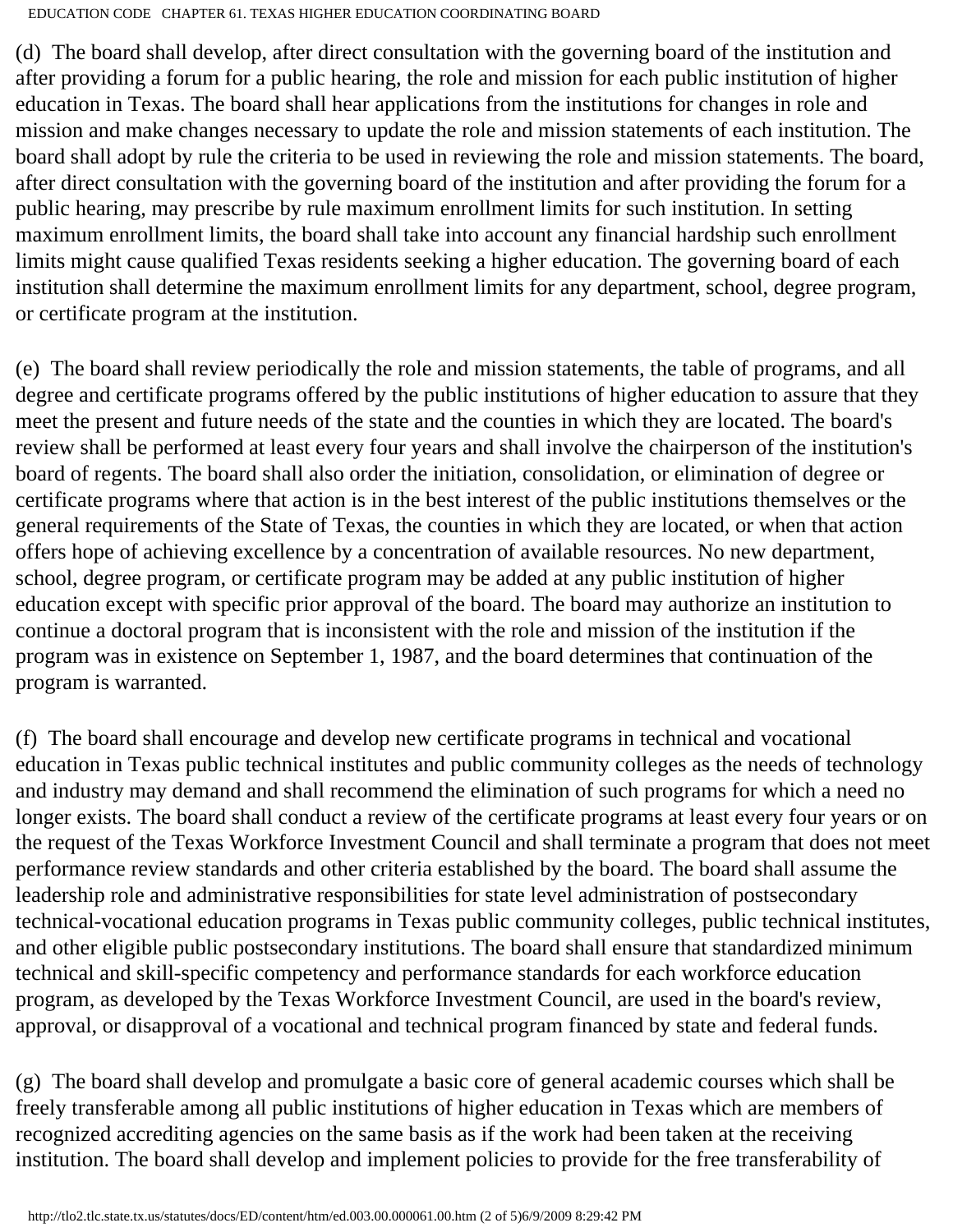(d) The board shall develop, after direct consultation with the governing board of the institution and after providing a forum for a public hearing, the role and mission for each public institution of higher education in Texas. The board shall hear applications from the institutions for changes in role and mission and make changes necessary to update the role and mission statements of each institution. The board shall adopt by rule the criteria to be used in reviewing the role and mission statements. The board, after direct consultation with the governing board of the institution and after providing the forum for a public hearing, may prescribe by rule maximum enrollment limits for such institution. In setting maximum enrollment limits, the board shall take into account any financial hardship such enrollment limits might cause qualified Texas residents seeking a higher education. The governing board of each institution shall determine the maximum enrollment limits for any department, school, degree program, or certificate program at the institution.

(e) The board shall review periodically the role and mission statements, the table of programs, and all degree and certificate programs offered by the public institutions of higher education to assure that they meet the present and future needs of the state and the counties in which they are located. The board's review shall be performed at least every four years and shall involve the chairperson of the institution's board of regents. The board shall also order the initiation, consolidation, or elimination of degree or certificate programs where that action is in the best interest of the public institutions themselves or the general requirements of the State of Texas, the counties in which they are located, or when that action offers hope of achieving excellence by a concentration of available resources. No new department, school, degree program, or certificate program may be added at any public institution of higher education except with specific prior approval of the board. The board may authorize an institution to continue a doctoral program that is inconsistent with the role and mission of the institution if the program was in existence on September 1, 1987, and the board determines that continuation of the program is warranted.

(f) The board shall encourage and develop new certificate programs in technical and vocational education in Texas public technical institutes and public community colleges as the needs of technology and industry may demand and shall recommend the elimination of such programs for which a need no longer exists. The board shall conduct a review of the certificate programs at least every four years or on the request of the Texas Workforce Investment Council and shall terminate a program that does not meet performance review standards and other criteria established by the board. The board shall assume the leadership role and administrative responsibilities for state level administration of postsecondary technical-vocational education programs in Texas public community colleges, public technical institutes, and other eligible public postsecondary institutions. The board shall ensure that standardized minimum technical and skill-specific competency and performance standards for each workforce education program, as developed by the Texas Workforce Investment Council, are used in the board's review, approval, or disapproval of a vocational and technical program financed by state and federal funds.

(g) The board shall develop and promulgate a basic core of general academic courses which shall be freely transferable among all public institutions of higher education in Texas which are members of recognized accrediting agencies on the same basis as if the work had been taken at the receiving institution. The board shall develop and implement policies to provide for the free transferability of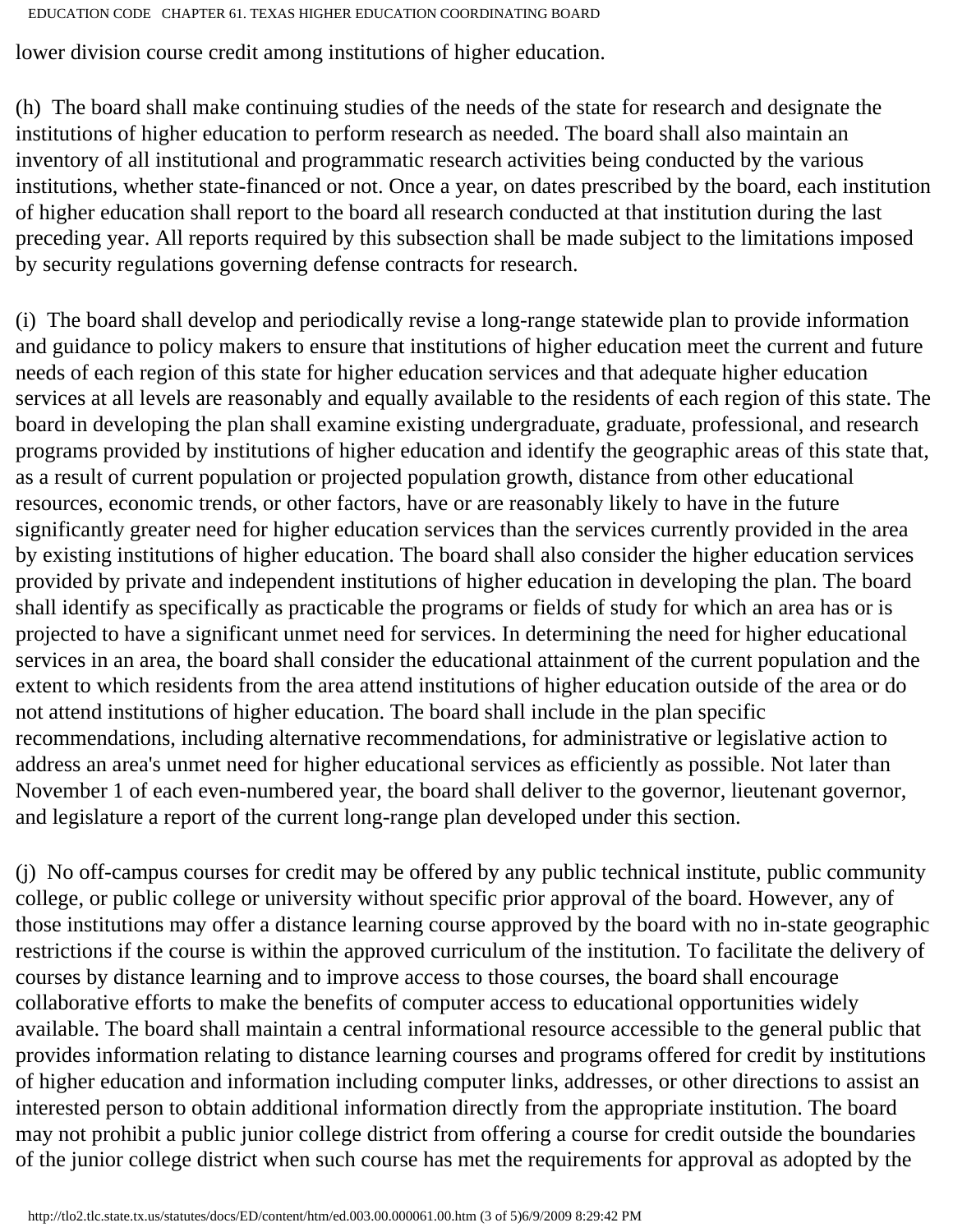lower division course credit among institutions of higher education.

(h) The board shall make continuing studies of the needs of the state for research and designate the institutions of higher education to perform research as needed. The board shall also maintain an inventory of all institutional and programmatic research activities being conducted by the various institutions, whether state-financed or not. Once a year, on dates prescribed by the board, each institution of higher education shall report to the board all research conducted at that institution during the last preceding year. All reports required by this subsection shall be made subject to the limitations imposed by security regulations governing defense contracts for research.

(i) The board shall develop and periodically revise a long-range statewide plan to provide information and guidance to policy makers to ensure that institutions of higher education meet the current and future needs of each region of this state for higher education services and that adequate higher education services at all levels are reasonably and equally available to the residents of each region of this state. The board in developing the plan shall examine existing undergraduate, graduate, professional, and research programs provided by institutions of higher education and identify the geographic areas of this state that, as a result of current population or projected population growth, distance from other educational resources, economic trends, or other factors, have or are reasonably likely to have in the future significantly greater need for higher education services than the services currently provided in the area by existing institutions of higher education. The board shall also consider the higher education services provided by private and independent institutions of higher education in developing the plan. The board shall identify as specifically as practicable the programs or fields of study for which an area has or is projected to have a significant unmet need for services. In determining the need for higher educational services in an area, the board shall consider the educational attainment of the current population and the extent to which residents from the area attend institutions of higher education outside of the area or do not attend institutions of higher education. The board shall include in the plan specific recommendations, including alternative recommendations, for administrative or legislative action to address an area's unmet need for higher educational services as efficiently as possible. Not later than November 1 of each even-numbered year, the board shall deliver to the governor, lieutenant governor, and legislature a report of the current long-range plan developed under this section.

(j) No off-campus courses for credit may be offered by any public technical institute, public community college, or public college or university without specific prior approval of the board. However, any of those institutions may offer a distance learning course approved by the board with no in-state geographic restrictions if the course is within the approved curriculum of the institution. To facilitate the delivery of courses by distance learning and to improve access to those courses, the board shall encourage collaborative efforts to make the benefits of computer access to educational opportunities widely available. The board shall maintain a central informational resource accessible to the general public that provides information relating to distance learning courses and programs offered for credit by institutions of higher education and information including computer links, addresses, or other directions to assist an interested person to obtain additional information directly from the appropriate institution. The board may not prohibit a public junior college district from offering a course for credit outside the boundaries of the junior college district when such course has met the requirements for approval as adopted by the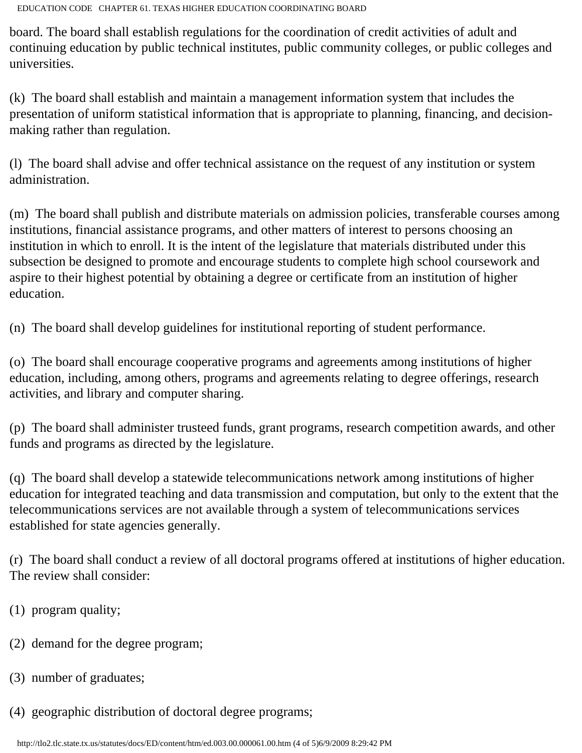board. The board shall establish regulations for the coordination of credit activities of adult and continuing education by public technical institutes, public community colleges, or public colleges and universities.

(k) The board shall establish and maintain a management information system that includes the presentation of uniform statistical information that is appropriate to planning, financing, and decision-making rather than regulation.

(l) The board shall advise and offer technical assistance on the request of any institution or system administration.

(m) The board shall publish and distribute materials on admission policies, transferable courses among institutions, financial assistance programs, and other matters of interest to persons choosing an institution in which to enroll. It is the intent of the legislature that materials distributed under this subsection be designed to promote and encourage students to complete high school coursework and aspire to their highest potential by obtaining a degree or certificate from an institution of higher education.

(n) The board shall develop guidelines for institutional reporting of student performance.

(o) The board shall encourage cooperative programs and agreements among institutions of higher education, including, among others, programs and agreements relating to degree offerings, research activities, and library and computer sharing.

(p) The board shall administer trusteed funds, grant programs, research competition awards, and other funds and programs as directed by the legislature.

(q) The board shall develop a statewide telecommunications network among institutions of higher education for integrated teaching and data transmission and computation, but only to the extent that the telecommunications services are not available through a system of telecommunications services established for state agencies generally.

(r) The board shall conduct a review of all doctoral programs offered at institutions of higher education. The review shall consider:

(1) program quality;

(2) demand for the degree program;

(3) number of graduates;

(4) geographic distribution of doctoral degree programs;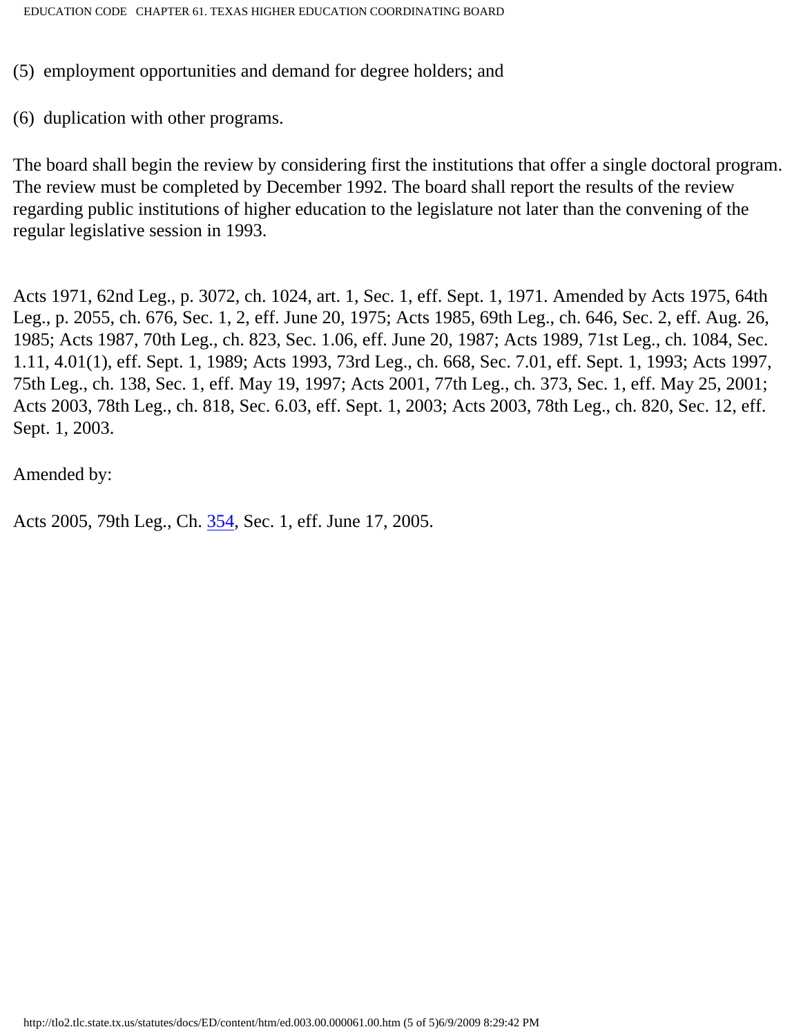(5) employment opportunities and demand for degree holders; and

(6) duplication with other programs.

The board shall begin the review by considering first the institutions that offer a single doctoral program. The review must be completed by December 1992. The board shall report the results of the review regarding public institutions of higher education to the legislature not later than the convening of the regular legislative session in 1993.

Acts 1971, 62nd Leg., p. 3072, ch. 1024, art. 1, Sec. 1, eff. Sept. 1, 1971. Amended by Acts 1975, 64th Leg., p. 2055, ch. 676, Sec. 1, 2, eff. June 20, 1975; Acts 1985, 69th Leg., ch. 646, Sec. 2, eff. Aug. 26, 1985; Acts 1987, 70th Leg., ch. 823, Sec. 1.06, eff. June 20, 1987; Acts 1989, 71st Leg., ch. 1084, Sec. 1.11, 4.01(1), eff. Sept. 1, 1989; Acts 1993, 73rd Leg., ch. 668, Sec. 7.01, eff. Sept. 1, 1993; Acts 1997, 75th Leg., ch. 138, Sec. 1, eff. May 19, 1997; Acts 2001, 77th Leg., ch. 373, Sec. 1, eff. May 25, 2001; Acts 2003, 78th Leg., ch. 818, Sec. 6.03, eff. Sept. 1, 2003; Acts 2003, 78th Leg., ch. 820, Sec. 12, eff. Sept. 1, 2003.

Amended by:

Acts 2005, 79th Leg., Ch. 354, Sec. 1, eff. June 17, 2005.